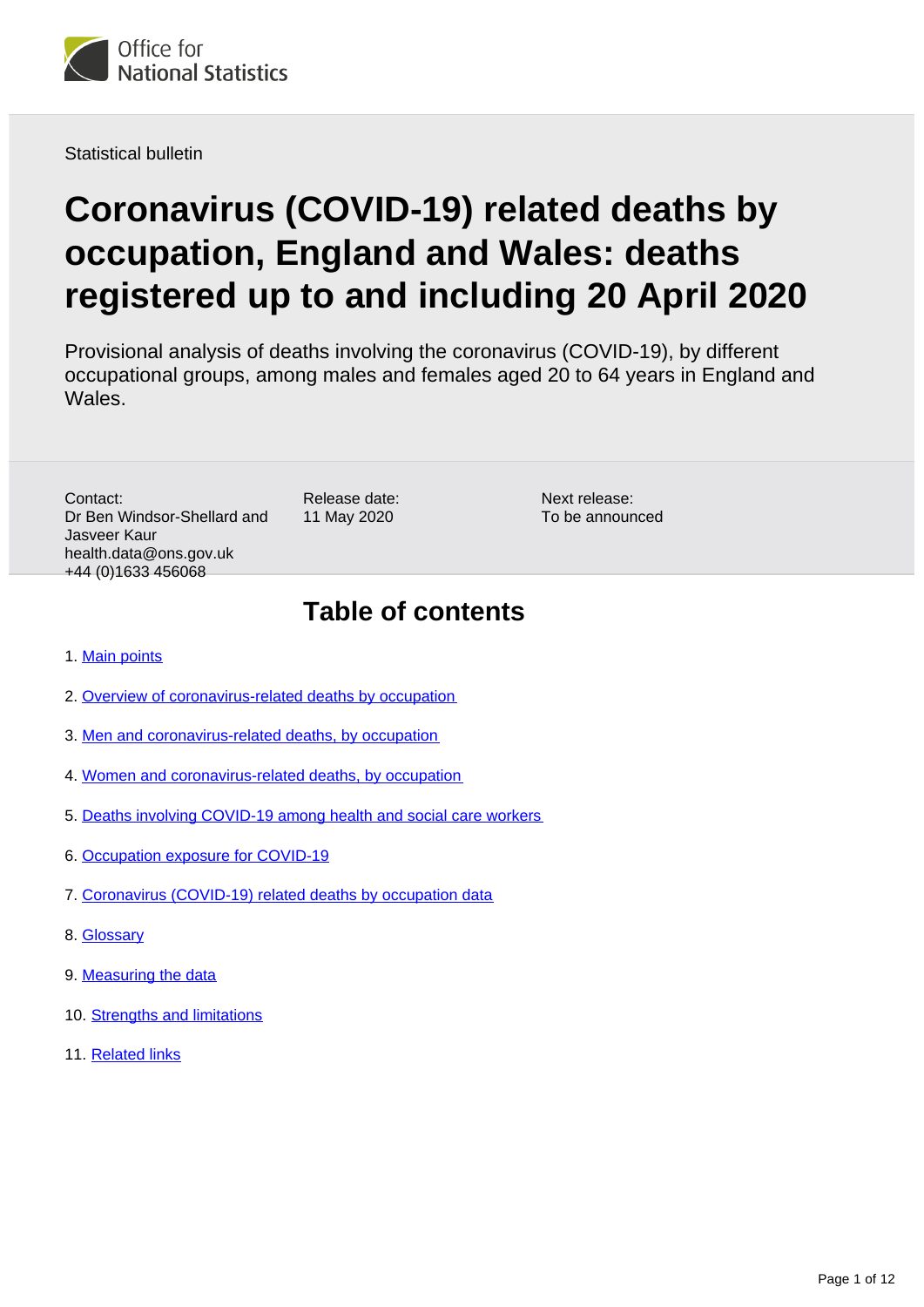Statistical bulletin

# Coronavirus (COVID-19) related deaths by occupation, England and Wales: deaths registered up to and including 20 April 2020

Provisional analysis of deaths involving the coronavirus (COVID-19), by different occupational groups, among males and females aged 20 to 64 years in England and Wales.

Contact:
Dr Ben Windsor-Shellard and Jasveer Kaur
health.data@ons.gov.uk
+44 (0)1633 456068

Release date:
11 May 2020

Next release:
To be announced

## Table of contents

1. Main points
2. Overview of coronavirus-related deaths by occupation
3. Men and coronavirus-related deaths, by occupation
4. Women and coronavirus-related deaths, by occupation
5. Deaths involving COVID-19 among health and social care workers
6. Occupation exposure for COVID-19
7. Coronavirus (COVID-19) related deaths by occupation data
8. Glossary
9. Measuring the data
10. Strengths and limitations
11. Related links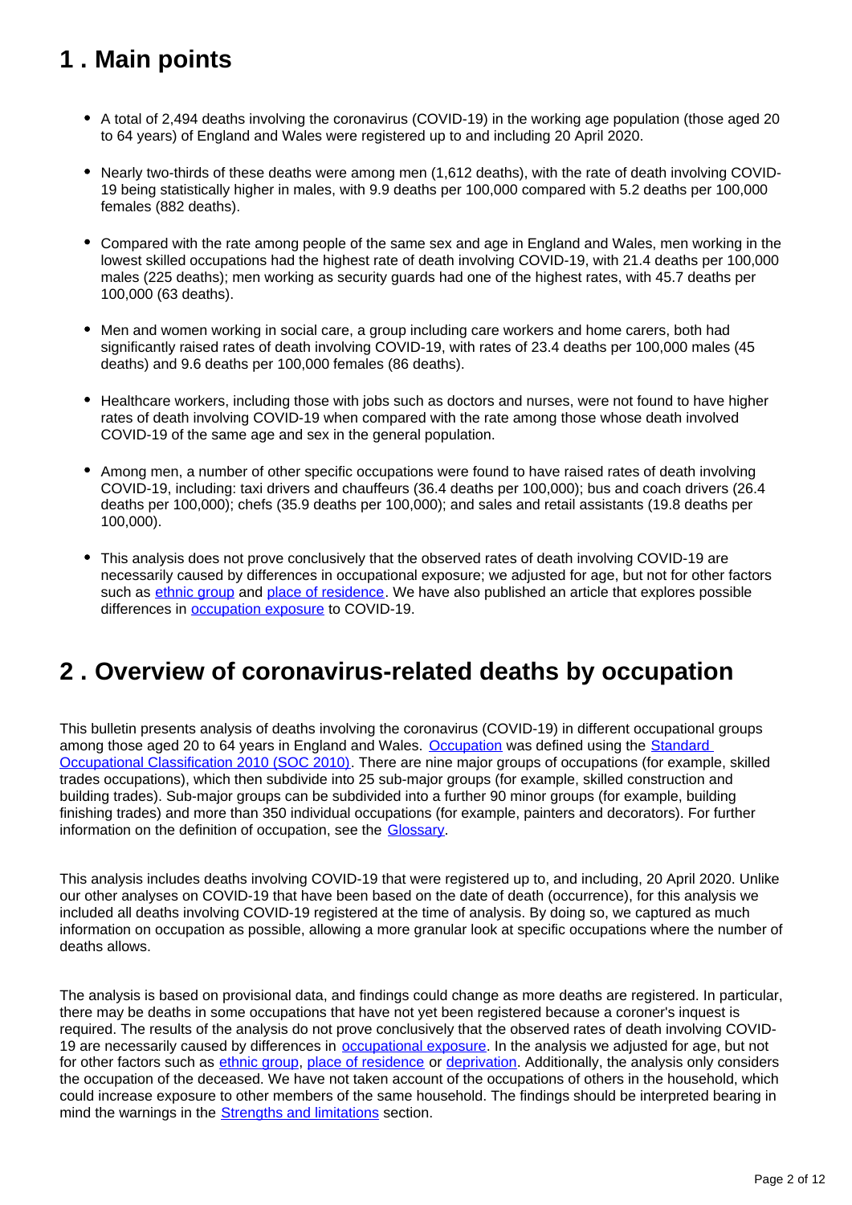## 1 . Main points

- A total of 2,494 deaths involving the coronavirus (COVID-19) in the working age population (those aged 20 to 64 years) of England and Wales were registered up to and including 20 April 2020.
- Nearly two-thirds of these deaths were among men (1,612 deaths), with the rate of death involving COVID-19 being statistically higher in males, with 9.9 deaths per 100,000 compared with 5.2 deaths per 100,000 females (882 deaths).
- Compared with the rate among people of the same sex and age in England and Wales, men working in the lowest skilled occupations had the highest rate of death involving COVID-19, with 21.4 deaths per 100,000 males (225 deaths); men working as security guards had one of the highest rates, with 45.7 deaths per 100,000 (63 deaths).
- Men and women working in social care, a group including care workers and home carers, both had significantly raised rates of death involving COVID-19, with rates of 23.4 deaths per 100,000 males (45 deaths) and 9.6 deaths per 100,000 females (86 deaths).
- Healthcare workers, including those with jobs such as doctors and nurses, were not found to have higher rates of death involving COVID-19 when compared with the rate among those whose death involved COVID-19 of the same age and sex in the general population.
- Among men, a number of other specific occupations were found to have raised rates of death involving COVID-19, including: taxi drivers and chauffeurs (36.4 deaths per 100,000); bus and coach drivers (26.4 deaths per 100,000); chefs (35.9 deaths per 100,000); and sales and retail assistants (19.8 deaths per 100,000).
- This analysis does not prove conclusively that the observed rates of death involving COVID-19 are necessarily caused by differences in occupational exposure; we adjusted for age, but not for other factors such as ethnic group and place of residence. We have also published an article that explores possible differences in occupation exposure to COVID-19.

## 2 . Overview of coronavirus-related deaths by occupation

This bulletin presents analysis of deaths involving the coronavirus (COVID-19) in different occupational groups among those aged 20 to 64 years in England and Wales. Occupation was defined using the Standard Occupational Classification 2010 (SOC 2010). There are nine major groups of occupations (for example, skilled trades occupations), which then subdivide into 25 sub-major groups (for example, skilled construction and building trades). Sub-major groups can be subdivided into a further 90 minor groups (for example, building finishing trades) and more than 350 individual occupations (for example, painters and decorators). For further information on the definition of occupation, see the Glossary.

This analysis includes deaths involving COVID-19 that were registered up to, and including, 20 April 2020. Unlike our other analyses on COVID-19 that have been based on the date of death (occurrence), for this analysis we included all deaths involving COVID-19 registered at the time of analysis. By doing so, we captured as much information on occupation as possible, allowing a more granular look at specific occupations where the number of deaths allows.

The analysis is based on provisional data, and findings could change as more deaths are registered. In particular, there may be deaths in some occupations that have not yet been registered because a coroner's inquest is required. The results of the analysis do not prove conclusively that the observed rates of death involving COVID-19 are necessarily caused by differences in occupational exposure. In the analysis we adjusted for age, but not for other factors such as ethnic group, place of residence or deprivation. Additionally, the analysis only considers the occupation of the deceased. We have not taken account of the occupations of others in the household, which could increase exposure to other members of the same household. The findings should be interpreted bearing in mind the warnings in the Strengths and limitations section.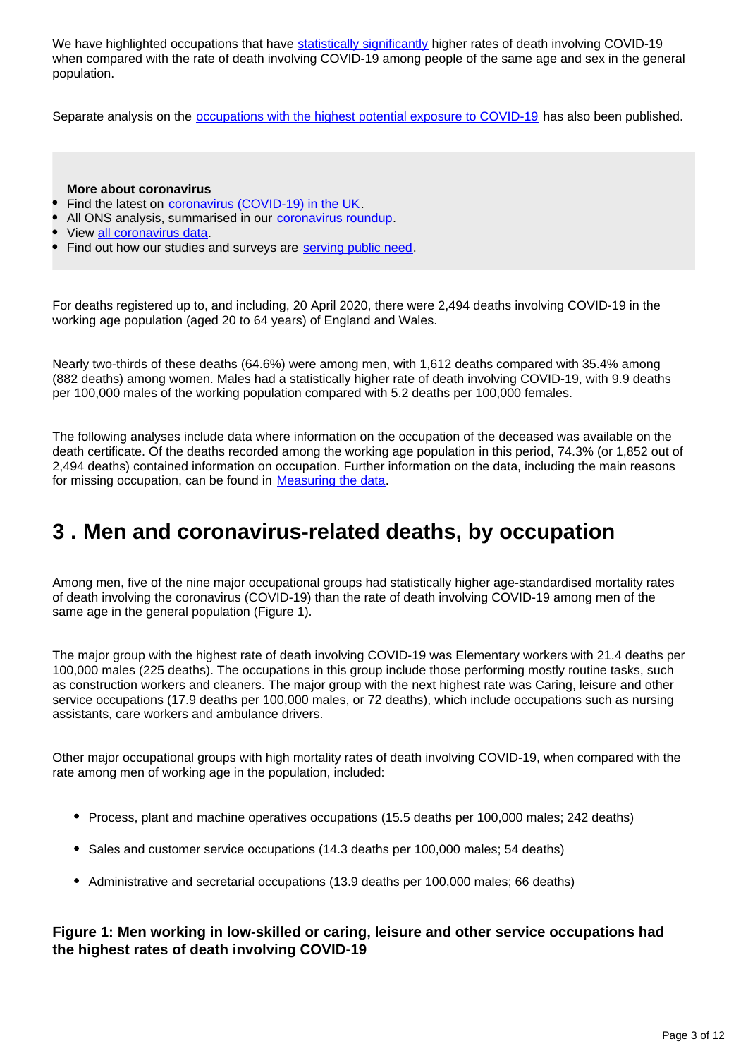We have highlighted occupations that have statistically significantly higher rates of death involving COVID-19 when compared with the rate of death involving COVID-19 among people of the same age and sex in the general population.

Separate analysis on the occupations with the highest potential exposure to COVID-19 has also been published.

> **More about coronavirus**
> - Find the latest on coronavirus (COVID-19) in the UK.
> - All ONS analysis, summarised in our coronavirus roundup.
> - View all coronavirus data.
> - Find out how our studies and surveys are serving public need.

For deaths registered up to, and including, 20 April 2020, there were 2,494 deaths involving COVID-19 in the working age population (aged 20 to 64 years) of England and Wales.

Nearly two-thirds of these deaths (64.6%) were among men, with 1,612 deaths compared with 35.4% among (882 deaths) among women. Males had a statistically higher rate of death involving COVID-19, with 9.9 deaths per 100,000 males of the working population compared with 5.2 deaths per 100,000 females.

The following analyses include data where information on the occupation of the deceased was available on the death certificate. Of the deaths recorded among the working age population in this period, 74.3% (or 1,852 out of 2,494 deaths) contained information on occupation. Further information on the data, including the main reasons for missing occupation, can be found in Measuring the data.

## 3 . Men and coronavirus-related deaths, by occupation

Among men, five of the nine major occupational groups had statistically higher age-standardised mortality rates of death involving the coronavirus (COVID-19) than the rate of death involving COVID-19 among men of the same age in the general population (Figure 1).

The major group with the highest rate of death involving COVID-19 was Elementary workers with 21.4 deaths per 100,000 males (225 deaths). The occupations in this group include those performing mostly routine tasks, such as construction workers and cleaners. The major group with the next highest rate was Caring, leisure and other service occupations (17.9 deaths per 100,000 males, or 72 deaths), which include occupations such as nursing assistants, care workers and ambulance drivers.

Other major occupational groups with high mortality rates of death involving COVID-19, when compared with the rate among men of working age in the population, included:

- Process, plant and machine operatives occupations (15.5 deaths per 100,000 males; 242 deaths)
- Sales and customer service occupations (14.3 deaths per 100,000 males; 54 deaths)
- Administrative and secretarial occupations (13.9 deaths per 100,000 males; 66 deaths)

### Figure 1: Men working in low-skilled or caring, leisure and other service occupations had the highest rates of death involving COVID-19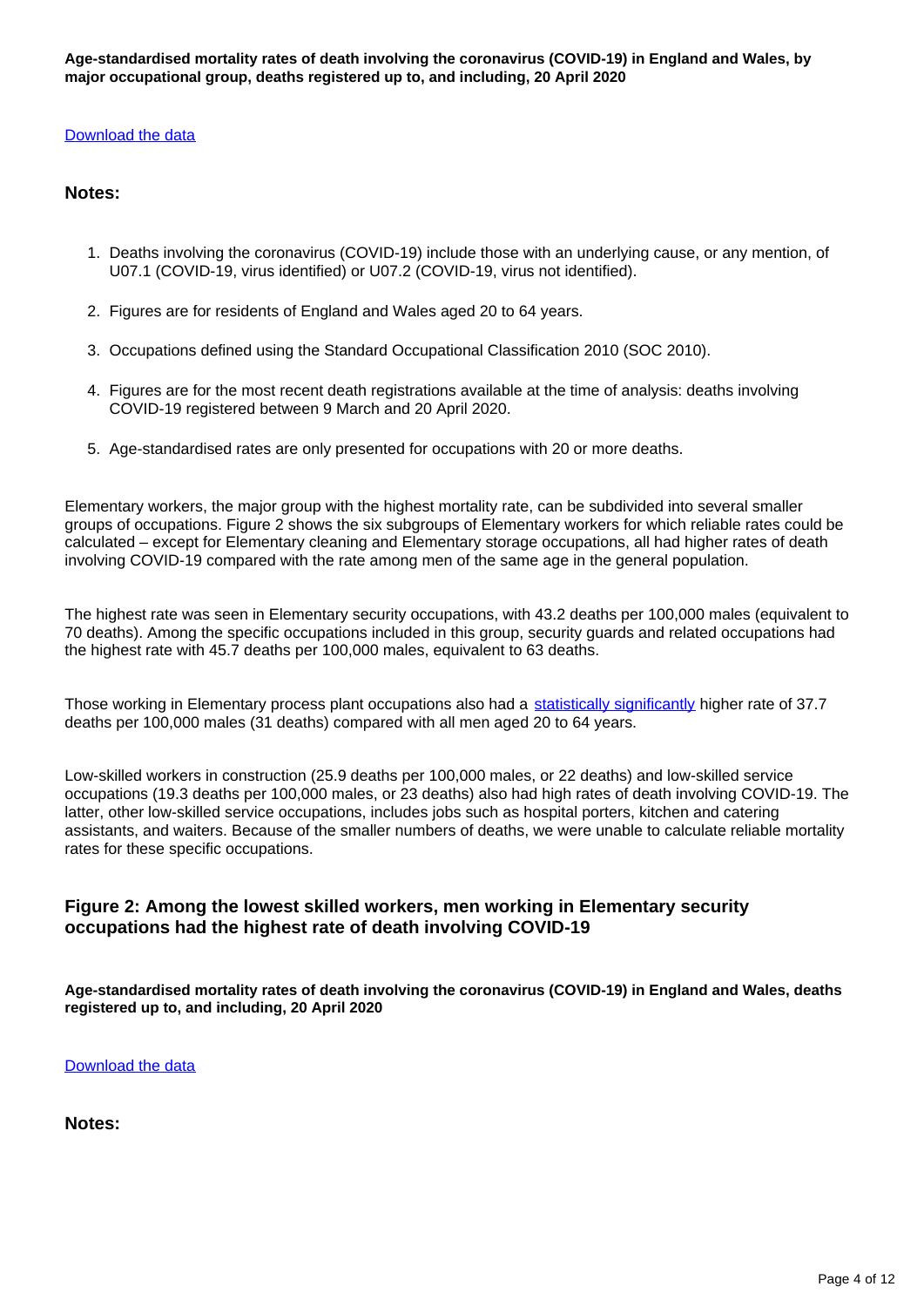**Age-standardised mortality rates of death involving the coronavirus (COVID-19) in England and Wales, by major occupational group, deaths registered up to, and including, 20 April 2020**

Download the data

### Notes:

1. Deaths involving the coronavirus (COVID-19) include those with an underlying cause, or any mention, of U07.1 (COVID-19, virus identified) or U07.2 (COVID-19, virus not identified).
2. Figures are for residents of England and Wales aged 20 to 64 years.
3. Occupations defined using the Standard Occupational Classification 2010 (SOC 2010).
4. Figures are for the most recent death registrations available at the time of analysis: deaths involving COVID-19 registered between 9 March and 20 April 2020.
5. Age-standardised rates are only presented for occupations with 20 or more deaths.

Elementary workers, the major group with the highest mortality rate, can be subdivided into several smaller groups of occupations. Figure 2 shows the six subgroups of Elementary workers for which reliable rates could be calculated – except for Elementary cleaning and Elementary storage occupations, all had higher rates of death involving COVID-19 compared with the rate among men of the same age in the general population.

The highest rate was seen in Elementary security occupations, with 43.2 deaths per 100,000 males (equivalent to 70 deaths). Among the specific occupations included in this group, security guards and related occupations had the highest rate with 45.7 deaths per 100,000 males, equivalent to 63 deaths.

Those working in Elementary process plant occupations also had a statistically significantly higher rate of 37.7 deaths per 100,000 males (31 deaths) compared with all men aged 20 to 64 years.

Low-skilled workers in construction (25.9 deaths per 100,000 males, or 22 deaths) and low-skilled service occupations (19.3 deaths per 100,000 males, or 23 deaths) also had high rates of death involving COVID-19. The latter, other low-skilled service occupations, includes jobs such as hospital porters, kitchen and catering assistants, and waiters. Because of the smaller numbers of deaths, we were unable to calculate reliable mortality rates for these specific occupations.

### Figure 2: Among the lowest skilled workers, men working in Elementary security occupations had the highest rate of death involving COVID-19

**Age-standardised mortality rates of death involving the coronavirus (COVID-19) in England and Wales, deaths registered up to, and including, 20 April 2020**

Download the data

### Notes: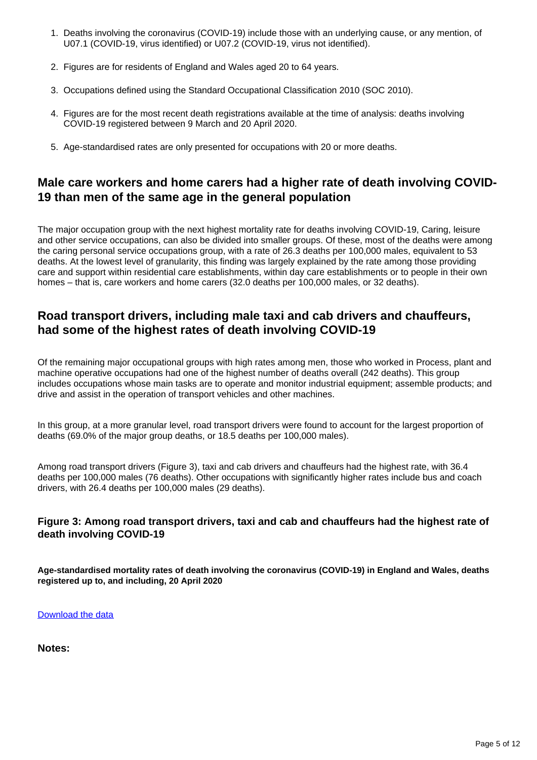1. Deaths involving the coronavirus (COVID-19) include those with an underlying cause, or any mention, of U07.1 (COVID-19, virus identified) or U07.2 (COVID-19, virus not identified).
2. Figures are for residents of England and Wales aged 20 to 64 years.
3. Occupations defined using the Standard Occupational Classification 2010 (SOC 2010).
4. Figures are for the most recent death registrations available at the time of analysis: deaths involving COVID-19 registered between 9 March and 20 April 2020.
5. Age-standardised rates are only presented for occupations with 20 or more deaths.

## Male care workers and home carers had a higher rate of death involving COVID-19 than men of the same age in the general population

The major occupation group with the next highest mortality rate for deaths involving COVID-19, Caring, leisure and other service occupations, can also be divided into smaller groups. Of these, most of the deaths were among the caring personal service occupations group, with a rate of 26.3 deaths per 100,000 males, equivalent to 53 deaths. At the lowest level of granularity, this finding was largely explained by the rate among those providing care and support within residential care establishments, within day care establishments or to people in their own homes – that is, care workers and home carers (32.0 deaths per 100,000 males, or 32 deaths).

## Road transport drivers, including male taxi and cab drivers and chauffeurs, had some of the highest rates of death involving COVID-19

Of the remaining major occupational groups with high rates among men, those who worked in Process, plant and machine operative occupations had one of the highest number of deaths overall (242 deaths). This group includes occupations whose main tasks are to operate and monitor industrial equipment; assemble products; and drive and assist in the operation of transport vehicles and other machines.

In this group, at a more granular level, road transport drivers were found to account for the largest proportion of deaths (69.0% of the major group deaths, or 18.5 deaths per 100,000 males).

Among road transport drivers (Figure 3), taxi and cab drivers and chauffeurs had the highest rate, with 36.4 deaths per 100,000 males (76 deaths). Other occupations with significantly higher rates include bus and coach drivers, with 26.4 deaths per 100,000 males (29 deaths).

### Figure 3: Among road transport drivers, taxi and cab and chauffeurs had the highest rate of death involving COVID-19

**Age-standardised mortality rates of death involving the coronavirus (COVID-19) in England and Wales, deaths registered up to, and including, 20 April 2020**

Download the data

**Notes:**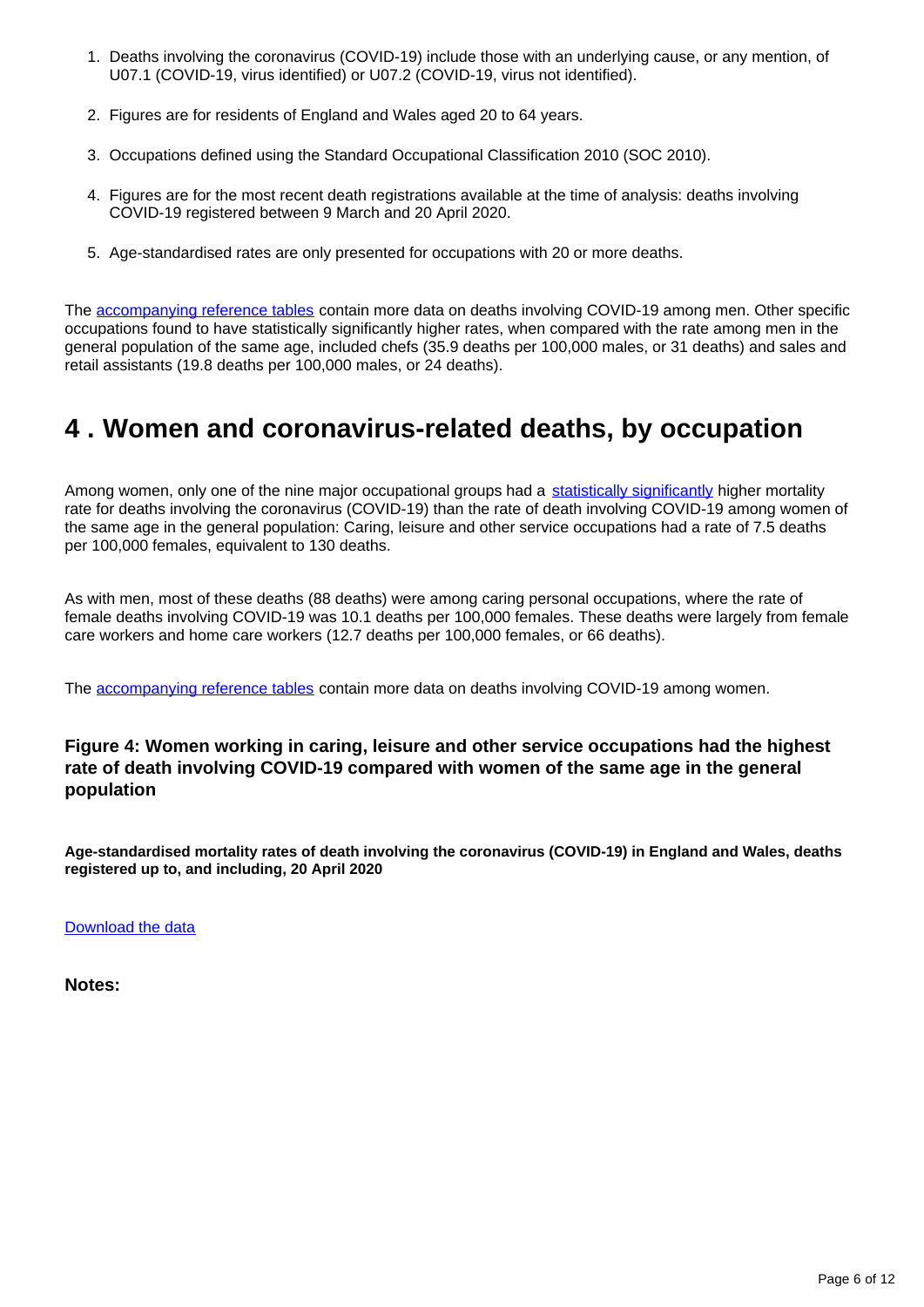1. Deaths involving the coronavirus (COVID-19) include those with an underlying cause, or any mention, of U07.1 (COVID-19, virus identified) or U07.2 (COVID-19, virus not identified).
2. Figures are for residents of England and Wales aged 20 to 64 years.
3. Occupations defined using the Standard Occupational Classification 2010 (SOC 2010).
4. Figures are for the most recent death registrations available at the time of analysis: deaths involving COVID-19 registered between 9 March and 20 April 2020.
5. Age-standardised rates are only presented for occupations with 20 or more deaths.

The accompanying reference tables contain more data on deaths involving COVID-19 among men. Other specific occupations found to have statistically significantly higher rates, when compared with the rate among men in the general population of the same age, included chefs (35.9 deaths per 100,000 males, or 31 deaths) and sales and retail assistants (19.8 deaths per 100,000 males, or 24 deaths).

## 4 . Women and coronavirus-related deaths, by occupation

Among women, only one of the nine major occupational groups had a statistically significantly higher mortality rate for deaths involving the coronavirus (COVID-19) than the rate of death involving COVID-19 among women of the same age in the general population: Caring, leisure and other service occupations had a rate of 7.5 deaths per 100,000 females, equivalent to 130 deaths.

As with men, most of these deaths (88 deaths) were among caring personal occupations, where the rate of female deaths involving COVID-19 was 10.1 deaths per 100,000 females. These deaths were largely from female care workers and home care workers (12.7 deaths per 100,000 females, or 66 deaths).

The accompanying reference tables contain more data on deaths involving COVID-19 among women.

### Figure 4: Women working in caring, leisure and other service occupations had the highest rate of death involving COVID-19 compared with women of the same age in the general population

**Age-standardised mortality rates of death involving the coronavirus (COVID-19) in England and Wales, deaths registered up to, and including, 20 April 2020**

Download the data

**Notes:**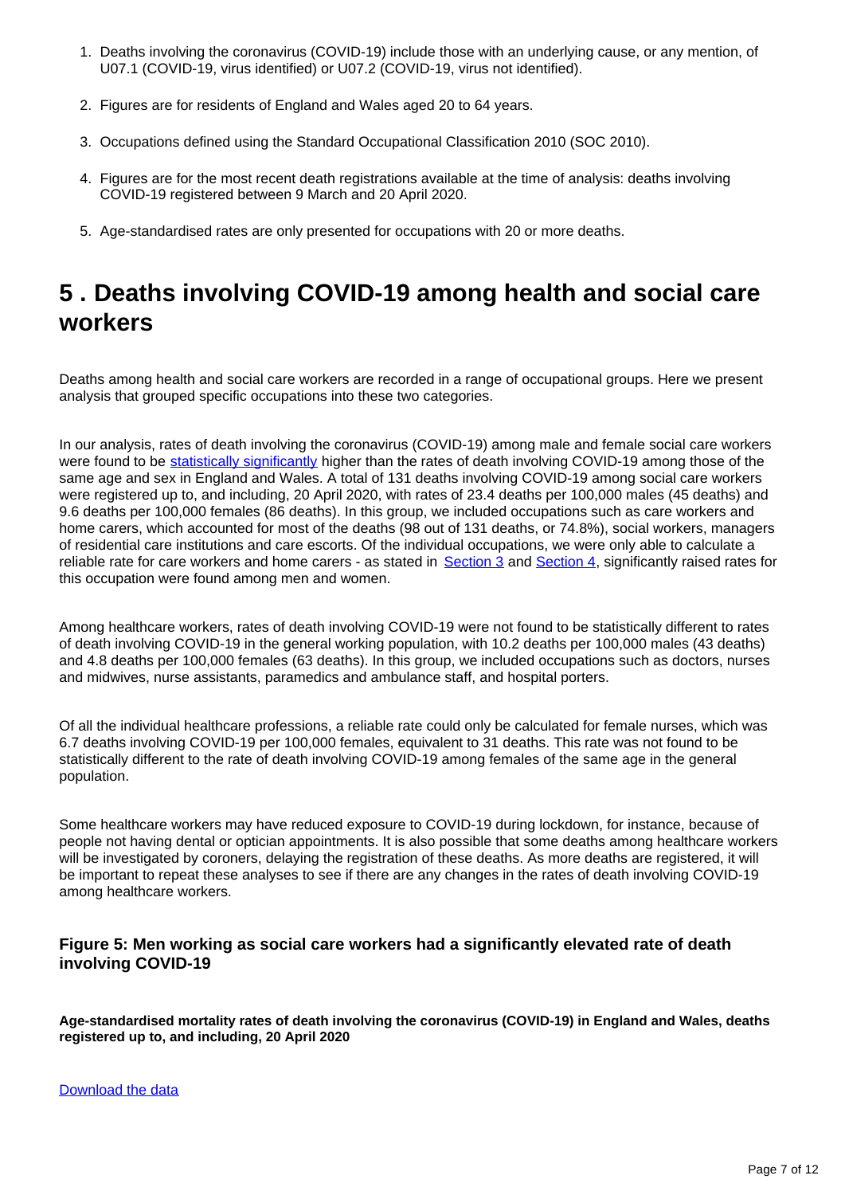1. Deaths involving the coronavirus (COVID-19) include those with an underlying cause, or any mention, of U07.1 (COVID-19, virus identified) or U07.2 (COVID-19, virus not identified).

2. Figures are for residents of England and Wales aged 20 to 64 years.

3. Occupations defined using the Standard Occupational Classification 2010 (SOC 2010).

4. Figures are for the most recent death registrations available at the time of analysis: deaths involving COVID-19 registered between 9 March and 20 April 2020.

5. Age-standardised rates are only presented for occupations with 20 or more deaths.

## 5 . Deaths involving COVID-19 among health and social care workers

Deaths among health and social care workers are recorded in a range of occupational groups. Here we present analysis that grouped specific occupations into these two categories.

In our analysis, rates of death involving the coronavirus (COVID-19) among male and female social care workers were found to be statistically significantly higher than the rates of death involving COVID-19 among those of the same age and sex in England and Wales. A total of 131 deaths involving COVID-19 among social care workers were registered up to, and including, 20 April 2020, with rates of 23.4 deaths per 100,000 males (45 deaths) and 9.6 deaths per 100,000 females (86 deaths). In this group, we included occupations such as care workers and home carers, which accounted for most of the deaths (98 out of 131 deaths, or 74.8%), social workers, managers of residential care institutions and care escorts. Of the individual occupations, we were only able to calculate a reliable rate for care workers and home carers - as stated in Section 3 and Section 4, significantly raised rates for this occupation were found among men and women.

Among healthcare workers, rates of death involving COVID-19 were not found to be statistically different to rates of death involving COVID-19 in the general working population, with 10.2 deaths per 100,000 males (43 deaths) and 4.8 deaths per 100,000 females (63 deaths). In this group, we included occupations such as doctors, nurses and midwives, nurse assistants, paramedics and ambulance staff, and hospital porters.

Of all the individual healthcare professions, a reliable rate could only be calculated for female nurses, which was 6.7 deaths involving COVID-19 per 100,000 females, equivalent to 31 deaths. This rate was not found to be statistically different to the rate of death involving COVID-19 among females of the same age in the general population.

Some healthcare workers may have reduced exposure to COVID-19 during lockdown, for instance, because of people not having dental or optician appointments. It is also possible that some deaths among healthcare workers will be investigated by coroners, delaying the registration of these deaths. As more deaths are registered, it will be important to repeat these analyses to see if there are any changes in the rates of death involving COVID-19 among healthcare workers.

### Figure 5: Men working as social care workers had a significantly elevated rate of death involving COVID-19

**Age-standardised mortality rates of death involving the coronavirus (COVID-19) in England and Wales, deaths registered up to, and including, 20 April 2020**

Download the data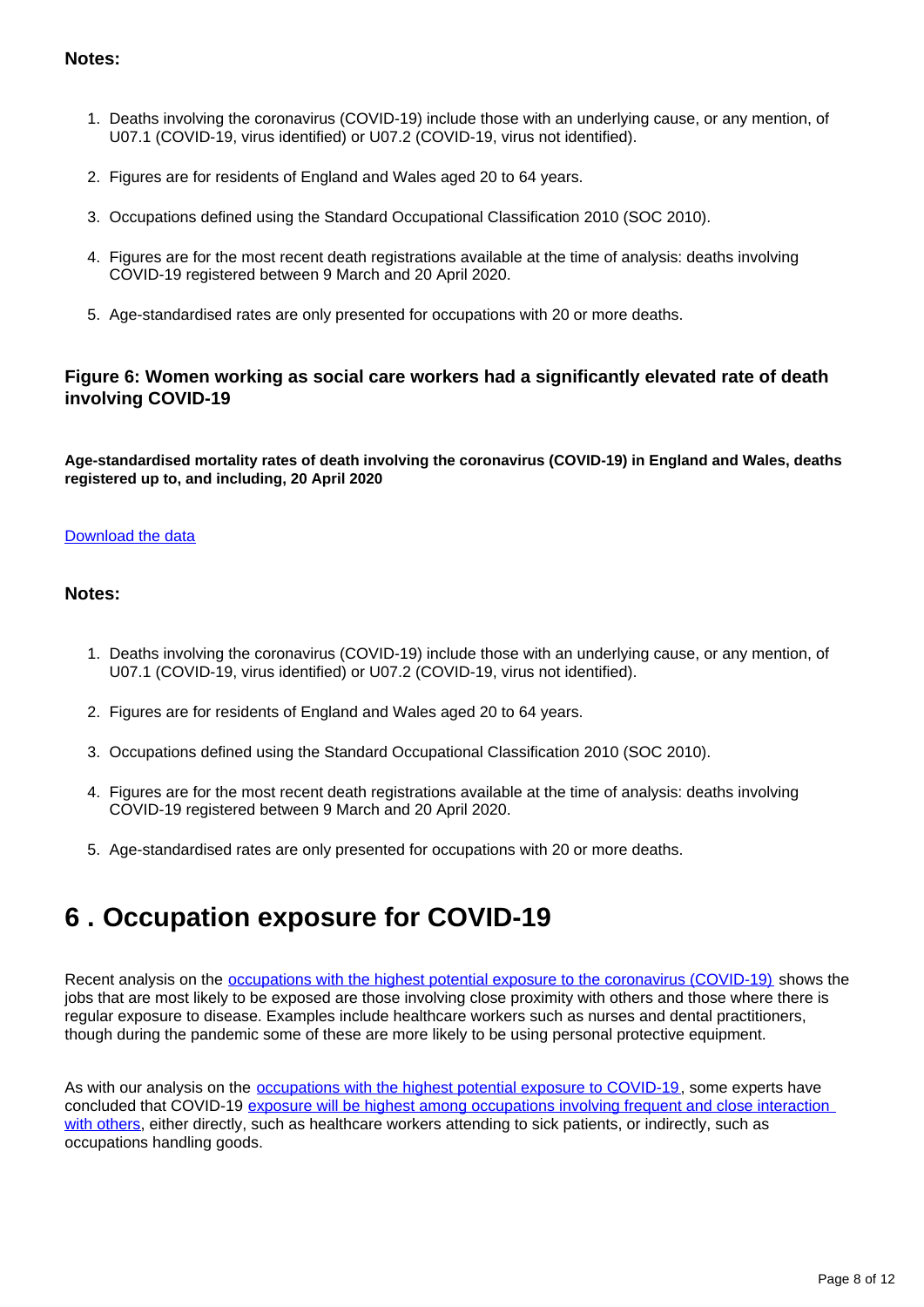**Notes:**

1. Deaths involving the coronavirus (COVID-19) include those with an underlying cause, or any mention, of U07.1 (COVID-19, virus identified) or U07.2 (COVID-19, virus not identified).
2. Figures are for residents of England and Wales aged 20 to 64 years.
3. Occupations defined using the Standard Occupational Classification 2010 (SOC 2010).
4. Figures are for the most recent death registrations available at the time of analysis: deaths involving COVID-19 registered between 9 March and 20 April 2020.
5. Age-standardised rates are only presented for occupations with 20 or more deaths.

### Figure 6: Women working as social care workers had a significantly elevated rate of death involving COVID-19

**Age-standardised mortality rates of death involving the coronavirus (COVID-19) in England and Wales, deaths registered up to, and including, 20 April 2020**

Download the data

**Notes:**

1. Deaths involving the coronavirus (COVID-19) include those with an underlying cause, or any mention, of U07.1 (COVID-19, virus identified) or U07.2 (COVID-19, virus not identified).
2. Figures are for residents of England and Wales aged 20 to 64 years.
3. Occupations defined using the Standard Occupational Classification 2010 (SOC 2010).
4. Figures are for the most recent death registrations available at the time of analysis: deaths involving COVID-19 registered between 9 March and 20 April 2020.
5. Age-standardised rates are only presented for occupations with 20 or more deaths.

## 6 . Occupation exposure for COVID-19

Recent analysis on the occupations with the highest potential exposure to the coronavirus (COVID-19) shows the jobs that are most likely to be exposed are those involving close proximity with others and those where there is regular exposure to disease. Examples include healthcare workers such as nurses and dental practitioners, though during the pandemic some of these are more likely to be using personal protective equipment.

As with our analysis on the occupations with the highest potential exposure to COVID-19, some experts have concluded that COVID-19 exposure will be highest among occupations involving frequent and close interaction with others, either directly, such as healthcare workers attending to sick patients, or indirectly, such as occupations handling goods.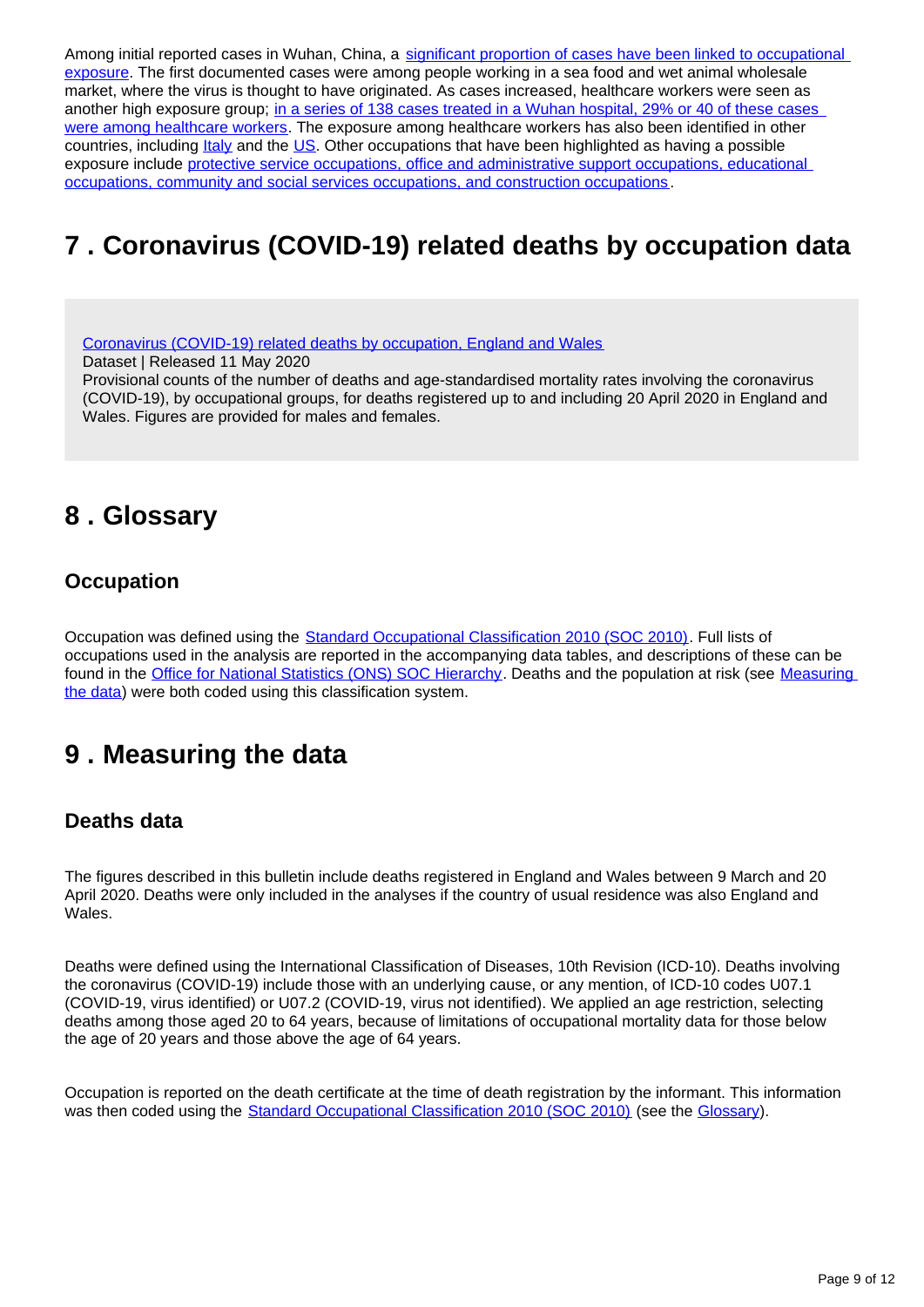Among initial reported cases in Wuhan, China, a significant proportion of cases have been linked to occupational exposure. The first documented cases were among people working in a sea food and wet animal wholesale market, where the virus is thought to have originated. As cases increased, healthcare workers were seen as another high exposure group; in a series of 138 cases treated in a Wuhan hospital, 29% or 40 of these cases were among healthcare workers. The exposure among healthcare workers has also been identified in other countries, including Italy and the US. Other occupations that have been highlighted as having a possible exposure include protective service occupations, office and administrative support occupations, educational occupations, community and social services occupations, and construction occupations.

# 7 . Coronavirus (COVID-19) related deaths by occupation data

Coronavirus (COVID-19) related deaths by occupation, England and Wales
Dataset | Released 11 May 2020
Provisional counts of the number of deaths and age-standardised mortality rates involving the coronavirus (COVID-19), by occupational groups, for deaths registered up to and including 20 April 2020 in England and Wales. Figures are provided for males and females.

# 8 . Glossary

## Occupation

Occupation was defined using the Standard Occupational Classification 2010 (SOC 2010). Full lists of occupations used in the analysis are reported in the accompanying data tables, and descriptions of these can be found in the Office for National Statistics (ONS) SOC Hierarchy. Deaths and the population at risk (see Measuring the data) were both coded using this classification system.

# 9 . Measuring the data

## Deaths data

The figures described in this bulletin include deaths registered in England and Wales between 9 March and 20 April 2020. Deaths were only included in the analyses if the country of usual residence was also England and Wales.

Deaths were defined using the International Classification of Diseases, 10th Revision (ICD-10). Deaths involving the coronavirus (COVID-19) include those with an underlying cause, or any mention, of ICD-10 codes U07.1 (COVID-19, virus identified) or U07.2 (COVID-19, virus not identified). We applied an age restriction, selecting deaths among those aged 20 to 64 years, because of limitations of occupational mortality data for those below the age of 20 years and those above the age of 64 years.

Occupation is reported on the death certificate at the time of death registration by the informant. This information was then coded using the Standard Occupational Classification 2010 (SOC 2010) (see the Glossary).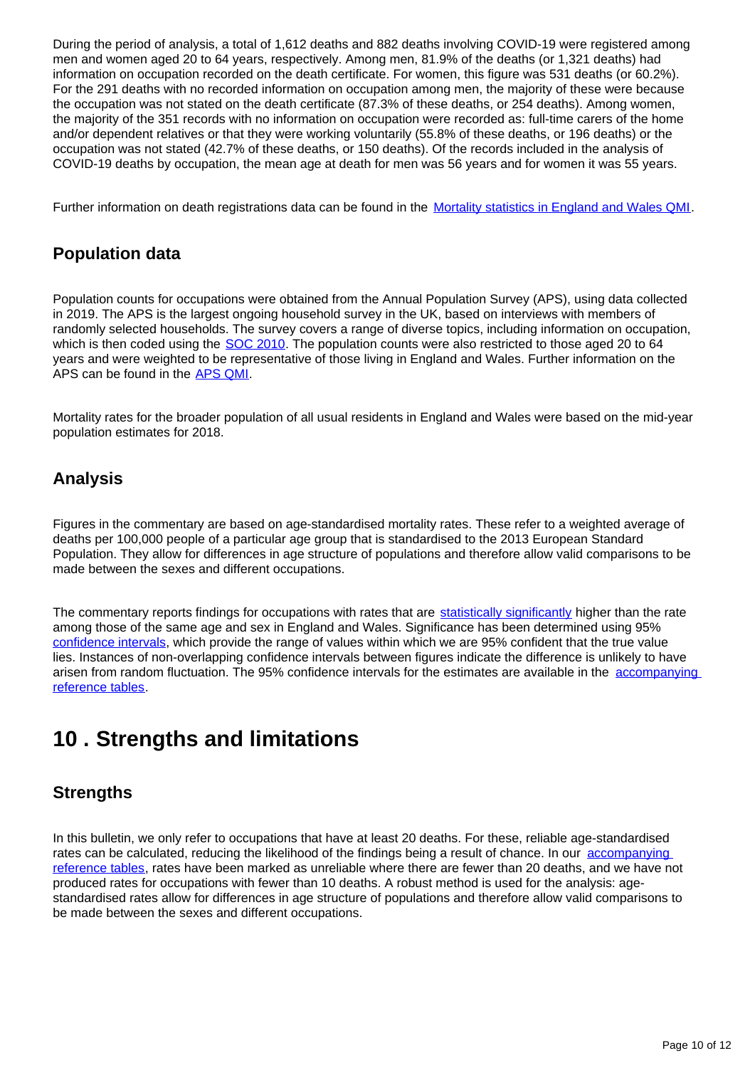During the period of analysis, a total of 1,612 deaths and 882 deaths involving COVID-19 were registered among men and women aged 20 to 64 years, respectively. Among men, 81.9% of the deaths (or 1,321 deaths) had information on occupation recorded on the death certificate. For women, this figure was 531 deaths (or 60.2%). For the 291 deaths with no recorded information on occupation among men, the majority of these were because the occupation was not stated on the death certificate (87.3% of these deaths, or 254 deaths). Among women, the majority of the 351 records with no information on occupation were recorded as: full-time carers of the home and/or dependent relatives or that they were working voluntarily (55.8% of these deaths, or 196 deaths) or the occupation was not stated (42.7% of these deaths, or 150 deaths). Of the records included in the analysis of COVID-19 deaths by occupation, the mean age at death for men was 56 years and for women it was 55 years.

Further information on death registrations data can be found in the Mortality statistics in England and Wales QMI.

## Population data

Population counts for occupations were obtained from the Annual Population Survey (APS), using data collected in 2019. The APS is the largest ongoing household survey in the UK, based on interviews with members of randomly selected households. The survey covers a range of diverse topics, including information on occupation, which is then coded using the SOC 2010. The population counts were also restricted to those aged 20 to 64 years and were weighted to be representative of those living in England and Wales. Further information on the APS can be found in the APS QMI.

Mortality rates for the broader population of all usual residents in England and Wales were based on the mid-year population estimates for 2018.

## Analysis

Figures in the commentary are based on age-standardised mortality rates. These refer to a weighted average of deaths per 100,000 people of a particular age group that is standardised to the 2013 European Standard Population. They allow for differences in age structure of populations and therefore allow valid comparisons to be made between the sexes and different occupations.

The commentary reports findings for occupations with rates that are statistically significantly higher than the rate among those of the same age and sex in England and Wales. Significance has been determined using 95% confidence intervals, which provide the range of values within which we are 95% confident that the true value lies. Instances of non-overlapping confidence intervals between figures indicate the difference is unlikely to have arisen from random fluctuation. The 95% confidence intervals for the estimates are available in the accompanying reference tables.

# 10 . Strengths and limitations

## Strengths

In this bulletin, we only refer to occupations that have at least 20 deaths. For these, reliable age-standardised rates can be calculated, reducing the likelihood of the findings being a result of chance. In our accompanying reference tables, rates have been marked as unreliable where there are fewer than 20 deaths, and we have not produced rates for occupations with fewer than 10 deaths. A robust method is used for the analysis: age-standardised rates allow for differences in age structure of populations and therefore allow valid comparisons to be made between the sexes and different occupations.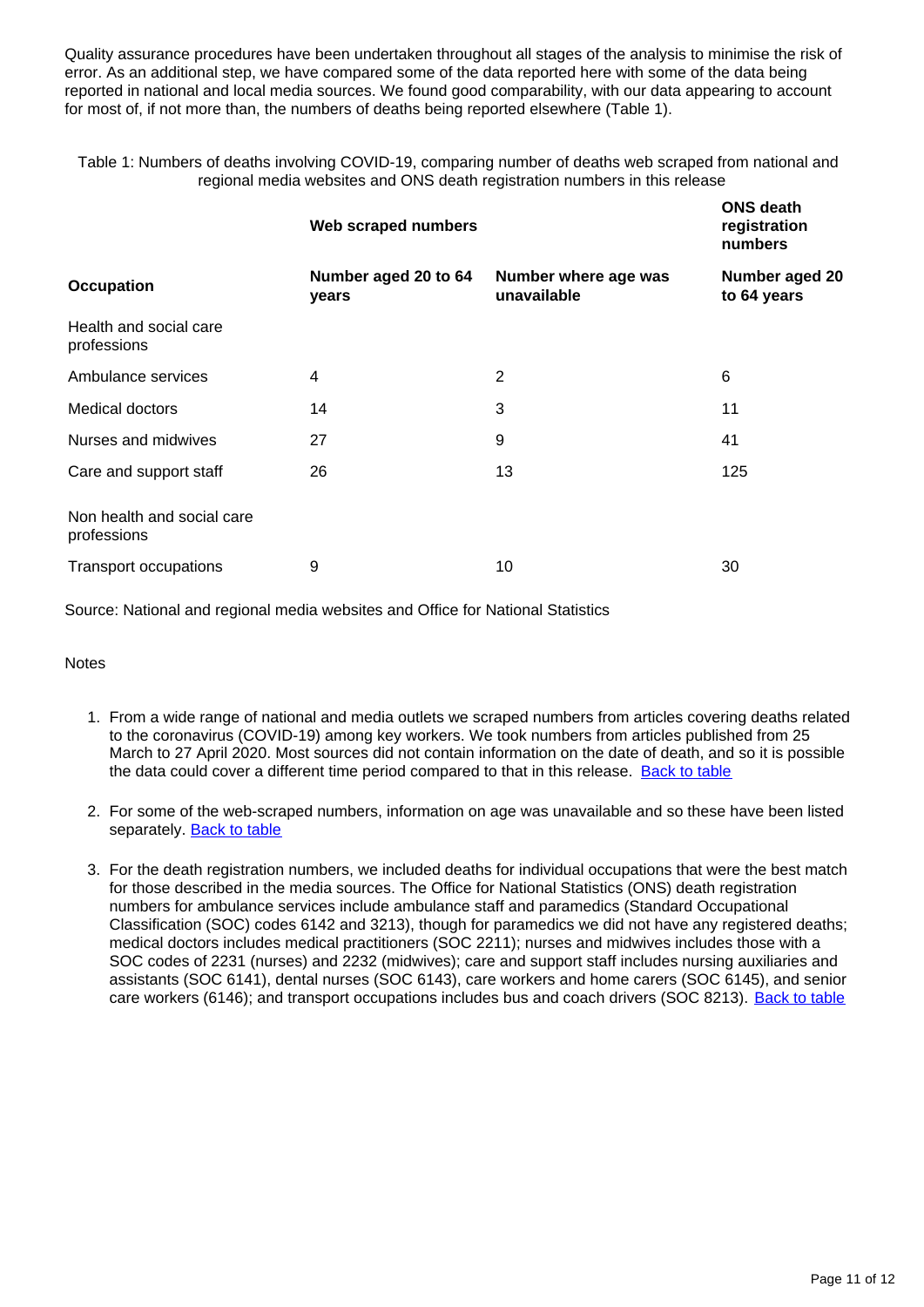Quality assurance procedures have been undertaken throughout all stages of the analysis to minimise the risk of error. As an additional step, we have compared some of the data reported here with some of the data being reported in national and local media sources. We found good comparability, with our data appearing to account for most of, if not more than, the numbers of deaths being reported elsewhere (Table 1).

Table 1: Numbers of deaths involving COVID-19, comparing number of deaths web scraped from national and regional media websites and ONS death registration numbers in this release

| | **Web scraped numbers** | | **ONS death registration numbers** |
|---|---|---|---|
| **Occupation** | **Number aged 20 to 64 years** | **Number where age was unavailable** | **Number aged 20 to 64 years** |
| Health and social care professions | | | |
| Ambulance services | 4 | 2 | 6 |
| Medical doctors | 14 | 3 | 11 |
| Nurses and midwives | 27 | 9 | 41 |
| Care and support staff | 26 | 13 | 125 |
| Non health and social care professions | | | |
| Transport occupations | 9 | 10 | 30 |

Source: National and regional media websites and Office for National Statistics

Notes

1. From a wide range of national and media outlets we scraped numbers from articles covering deaths related to the coronavirus (COVID-19) among key workers. We took numbers from articles published from 25 March to 27 April 2020. Most sources did not contain information on the date of death, and so it is possible the data could cover a different time period compared to that in this release. Back to table

2. For some of the web-scraped numbers, information on age was unavailable and so these have been listed separately. Back to table

3. For the death registration numbers, we included deaths for individual occupations that were the best match for those described in the media sources. The Office for National Statistics (ONS) death registration numbers for ambulance services include ambulance staff and paramedics (Standard Occupational Classification (SOC) codes 6142 and 3213), though for paramedics we did not have any registered deaths; medical doctors includes medical practitioners (SOC 2211); nurses and midwives includes those with a SOC codes of 2231 (nurses) and 2232 (midwives); care and support staff includes nursing auxiliaries and assistants (SOC 6141), dental nurses (SOC 6143), care workers and home carers (SOC 6145), and senior care workers (6146); and transport occupations includes bus and coach drivers (SOC 8213). Back to table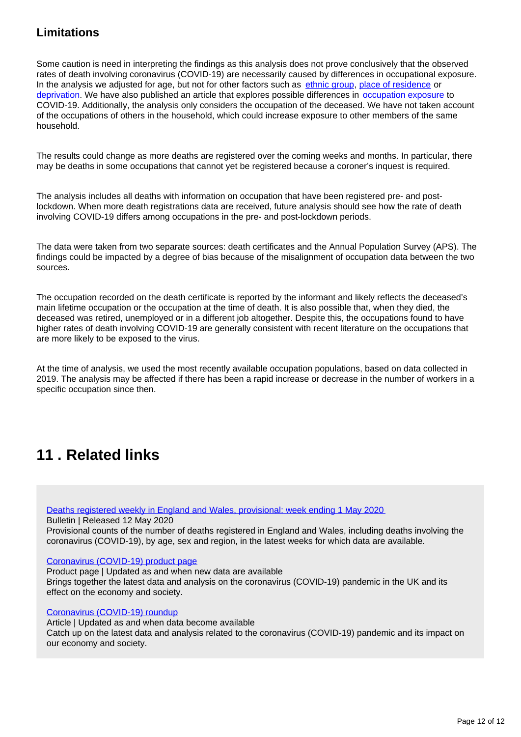### Limitations

Some caution is need in interpreting the findings as this analysis does not prove conclusively that the observed rates of death involving coronavirus (COVID-19) are necessarily caused by differences in occupational exposure. In the analysis we adjusted for age, but not for other factors such as ethnic group, place of residence or deprivation. We have also published an article that explores possible differences in occupation exposure to COVID-19. Additionally, the analysis only considers the occupation of the deceased. We have not taken account of the occupations of others in the household, which could increase exposure to other members of the same household.

The results could change as more deaths are registered over the coming weeks and months. In particular, there may be deaths in some occupations that cannot yet be registered because a coroner's inquest is required.

The analysis includes all deaths with information on occupation that have been registered pre- and post-lockdown. When more death registrations data are received, future analysis should see how the rate of death involving COVID-19 differs among occupations in the pre- and post-lockdown periods.

The data were taken from two separate sources: death certificates and the Annual Population Survey (APS). The findings could be impacted by a degree of bias because of the misalignment of occupation data between the two sources.

The occupation recorded on the death certificate is reported by the informant and likely reflects the deceased's main lifetime occupation or the occupation at the time of death. It is also possible that, when they died, the deceased was retired, unemployed or in a different job altogether. Despite this, the occupations found to have higher rates of death involving COVID-19 are generally consistent with recent literature on the occupations that are more likely to be exposed to the virus.

At the time of analysis, we used the most recently available occupation populations, based on data collected in 2019. The analysis may be affected if there has been a rapid increase or decrease in the number of workers in a specific occupation since then.

## 11 . Related links

Deaths registered weekly in England and Wales, provisional: week ending 1 May 2020
Bulletin | Released 12 May 2020
Provisional counts of the number of deaths registered in England and Wales, including deaths involving the coronavirus (COVID-19), by age, sex and region, in the latest weeks for which data are available.

Coronavirus (COVID-19) product page
Product page | Updated as and when new data are available
Brings together the latest data and analysis on the coronavirus (COVID-19) pandemic in the UK and its effect on the economy and society.

Coronavirus (COVID-19) roundup
Article | Updated as and when data become available
Catch up on the latest data and analysis related to the coronavirus (COVID-19) pandemic and its impact on our economy and society.